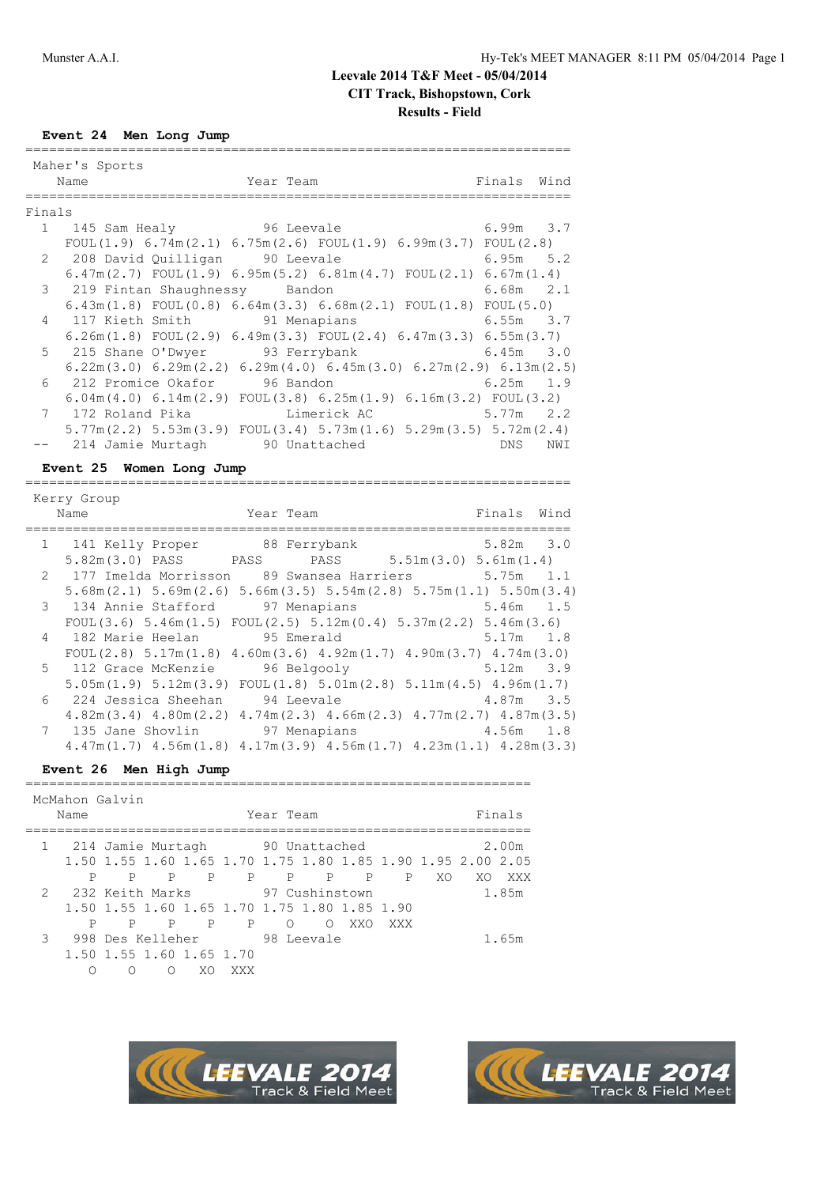Leevale 2014 T&F Meet - 05/04/2014
CIT Track, Bishopstown, Cork
Results - Field

### Event 24 Men Long Jump

Maher's Sports

```
    Name                   Year Team                   Finals  Wind
=====================================================================
Finals
  1   145 Sam Healy          96 Leevale                6.99m    3.7
      FOUL(1.9) 6.74m(2.1) 6.75m(2.6) FOUL(1.9) 6.99m(3.7) FOUL(2.8)
  2   208 David Quilligan    90 Leevale                6.95m    5.2
      6.47m(2.7) FOUL(1.9) 6.95m(5.2) 6.81m(4.7) FOUL(2.1) 6.67m(1.4)
  3   219 Fintan Shaughnessy    Bandon                 6.68m    2.1
      6.43m(1.8) FOUL(0.8) 6.64m(3.3) 6.68m(2.1) FOUL(1.8) FOUL(5.0)
  4   117 Kieth Smith        91 Menapians              6.55m    3.7
      6.26m(1.8) FOUL(2.9) 6.49m(3.3) FOUL(2.4) 6.47m(3.3) 6.55m(3.7)
  5   215 Shane O'Dwyer      93 Ferrybank              6.45m    3.0
      6.22m(3.0) 6.29m(2.2) 6.29m(4.0) 6.45m(3.0) 6.27m(2.9) 6.13m(2.5)
  6   212 Promice Okafor     96 Bandon                 6.25m    1.9
      6.04m(4.0) 6.14m(2.9) FOUL(3.8) 6.25m(1.9) 6.16m(3.2) FOUL(3.2)
  7   172 Roland Pika           Limerick AC            5.77m    2.2
      5.77m(2.2) 5.53m(3.9) FOUL(3.4) 5.73m(1.6) 5.29m(3.5) 5.72m(2.4)
 --   214 Jamie Murtagh      90 Unattached               DNS    NWI
```

### Event 25 Women Long Jump

Kerry Group

```
    Name                   Year Team                   Finals  Wind
=====================================================================
  1   141 Kelly Proper       88 Ferrybank              5.82m    3.0
      5.82m(3.0) PASS      PASS      5.51m(3.0) 5.61m(1.4)
  2   177 Imelda Morrisson   89 Swansea Harriers       5.75m    1.1
      5.68m(2.1) 5.69m(2.6) 5.66m(3.5) 5.54m(2.8) 5.75m(1.1) 5.50m(3.4)
  3   134 Annie Stafford     97 Menapians              5.46m    1.5
      FOUL(3.6) 5.46m(1.5) FOUL(2.5) 5.12m(0.4) 5.37m(2.2) 5.46m(3.6)
  4   182 Marie Heelan       95 Emerald                5.17m    1.8
      FOUL(2.8) 5.17m(1.8) 4.60m(3.6) 4.92m(1.7) 4.90m(3.7) 4.74m(3.0)
  5   112 Grace McKenzie     96 Belgooly               5.12m    3.9
      5.05m(1.9) 5.12m(3.9) FOUL(1.8) 5.01m(2.8) 5.11m(4.5) 4.96m(1.7)
  6   224 Jessica Sheehan    94 Leevale                4.87m    3.5
      4.82m(3.4) 4.80m(2.2) 4.74m(2.3) 4.66m(2.3) 4.77m(2.7) 4.87m(3.5)
  7   135 Jane Shovlin       97 Menapians              4.56m    1.8
      4.47m(1.7) 4.56m(1.8) 4.17m(3.9) 4.56m(1.7) 4.23m(1.1) 4.28m(3.3)
```

### Event 26 Men High Jump

McMahon Galvin

```
    Name                   Year Team                   Finals
================================================================
  1   214 Jamie Murtagh      90 Unattached             2.00m
      1.50 1.55 1.60 1.65 1.70 1.75 1.80 1.85 1.90 1.95 2.00 2.05
         P    P    P    P    P    P    P    P    P   XO   XO  XXX
  2   232 Keith Marks        97 Cushinstown            1.85m
      1.50 1.55 1.60 1.65 1.70 1.75 1.80 1.85 1.90
         P    P    P    P    P    O    O  XXO  XXX
  3   998 Des Kelleher       98 Leevale                1.65m
      1.50 1.55 1.60 1.65 1.70
         O    O    O   XO  XXX
```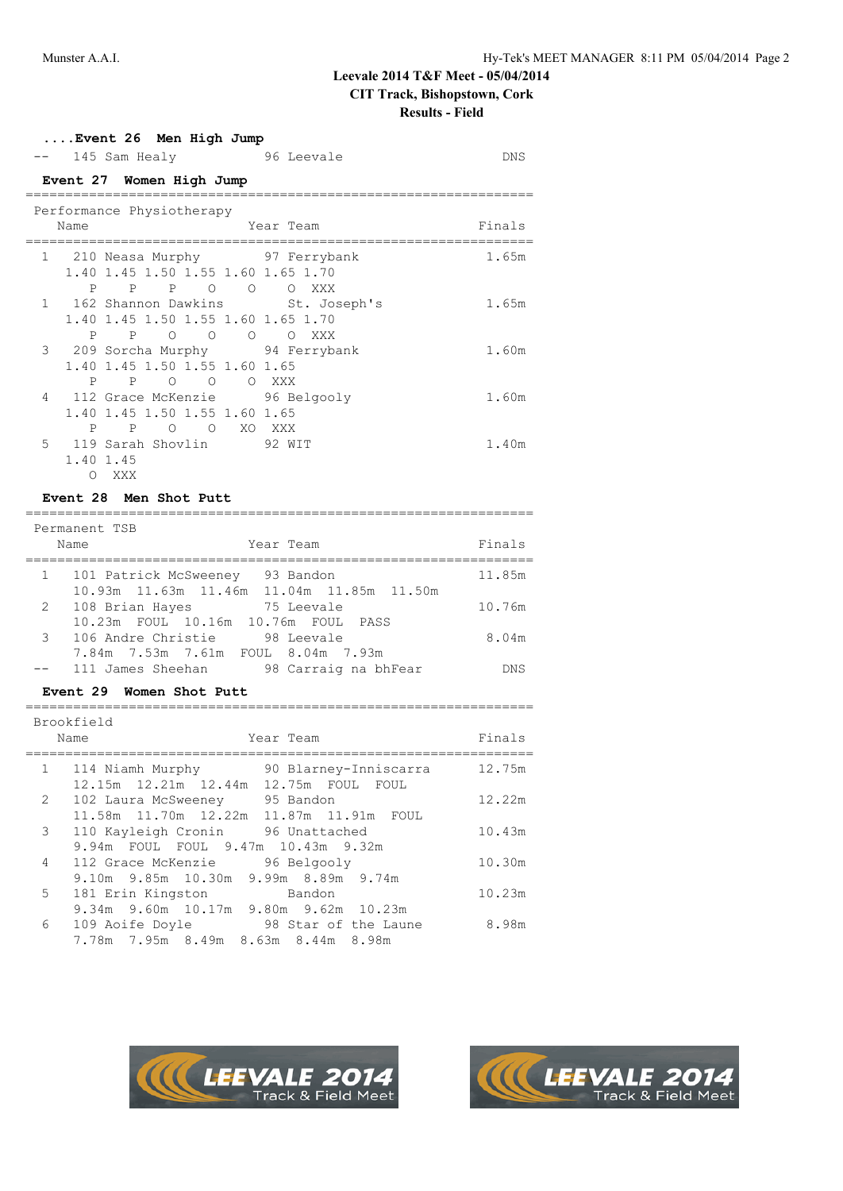Leevale 2014 T&F Meet - 05/04/2014
CIT Track, Bishopstown, Cork
Results - Field

### ....Event 26 Men High Jump

| Place | Name | Year | Team | Finals |
|---|---|---|---|---|
| -- | 145 Sam Healy | 96 | Leevale | DNS |

### Event 27 Women High Jump

Performance Physiotherapy

| Place | Name | Year | Team | Finals |
|---|---|---|---|---|
| 1 | 210 Neasa Murphy | 97 | Ferrybank | 1.65m |
| | 1.40 1.45 1.50 1.55 1.60 1.65 1.70 / P P P O O O XXX | | | |
| 1 | 162 Shannon Dawkins | | St. Joseph's | 1.65m |
| | 1.40 1.45 1.50 1.55 1.60 1.65 1.70 / P P O O O O XXX | | | |
| 3 | 209 Sorcha Murphy | 94 | Ferrybank | 1.60m |
| | 1.40 1.45 1.50 1.55 1.60 1.65 / P P O O O XXX | | | |
| 4 | 112 Grace McKenzie | 96 | Belgooly | 1.60m |
| | 1.40 1.45 1.50 1.55 1.60 1.65 / P P O O XO XXX | | | |
| 5 | 119 Sarah Shovlin | 92 | WIT | 1.40m |
| | 1.40 1.45 / O XXX | | | |

### Event 28 Men Shot Putt

Permanent TSB

| Place | Name | Year | Team | Finals |
|---|---|---|---|---|
| 1 | 101 Patrick McSweeney | 93 | Bandon | 11.85m |
| | 10.93m 11.63m 11.46m 11.04m 11.85m 11.50m | | | |
| 2 | 108 Brian Hayes | 75 | Leevale | 10.76m |
| | 10.23m FOUL 10.16m 10.76m FOUL PASS | | | |
| 3 | 106 Andre Christie | 98 | Leevale | 8.04m |
| | 7.84m 7.53m 7.61m FOUL 8.04m 7.93m | | | |
| -- | 111 James Sheehan | 98 | Carraig na bhFear | DNS |

### Event 29 Women Shot Putt

Brookfield

| Place | Name | Year | Team | Finals |
|---|---|---|---|---|
| 1 | 114 Niamh Murphy | 90 | Blarney-Inniscarra | 12.75m |
| | 12.15m 12.21m 12.44m 12.75m FOUL FOUL | | | |
| 2 | 102 Laura McSweeney | 95 | Bandon | 12.22m |
| | 11.58m 11.70m 12.22m 11.87m 11.91m FOUL | | | |
| 3 | 110 Kayleigh Cronin | 96 | Unattached | 10.43m |
| | 9.94m FOUL FOUL 9.47m 10.43m 9.32m | | | |
| 4 | 112 Grace McKenzie | 96 | Belgooly | 10.30m |
| | 9.10m 9.85m 10.30m 9.99m 8.89m 9.74m | | | |
| 5 | 181 Erin Kingston | | Bandon | 10.23m |
| | 9.34m 9.60m 10.17m 9.80m 9.62m 10.23m | | | |
| 6 | 109 Aoife Doyle | 98 | Star of the Laune | 8.98m |
| | 7.78m 7.95m 8.49m 8.63m 8.44m 8.98m | | | |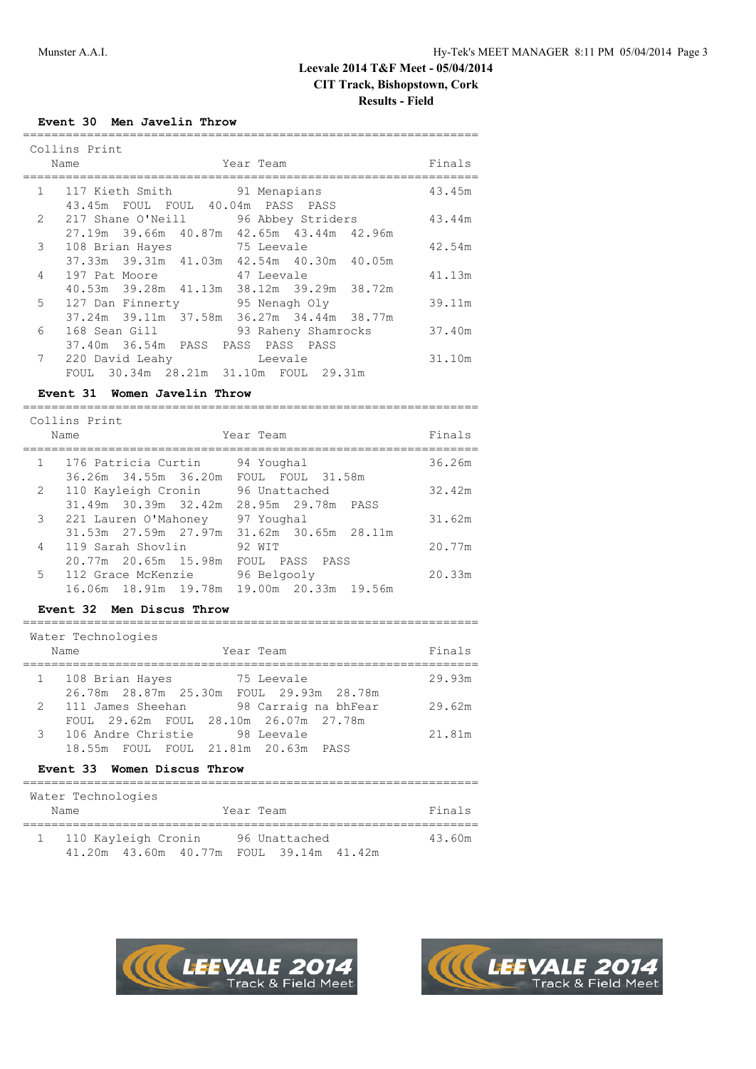# Leevale 2014 T&F Meet - 05/04/2014

**CIT Track, Bishopstown, Cork**

**Results - Field**

### Event 30 Men Javelin Throw

Collins Print

| Place | Name | Year | Team | Finals |
|---|---|---|---|---|
| 1 | 117 Kieth Smith | 91 | Menapians | 43.45m |
| | 43.45m FOUL FOUL 40.04m PASS PASS | | | |
| 2 | 217 Shane O'Neill | 96 | Abbey Striders | 43.44m |
| | 27.19m 39.66m 40.87m 42.65m 43.44m 42.96m | | | |
| 3 | 108 Brian Hayes | 75 | Leevale | 42.54m |
| | 37.33m 39.31m 41.03m 42.54m 40.30m 40.05m | | | |
| 4 | 197 Pat Moore | 47 | Leevale | 41.13m |
| | 40.53m 39.28m 41.13m 38.12m 39.29m 38.72m | | | |
| 5 | 127 Dan Finnerty | 95 | Nenagh Oly | 39.11m |
| | 37.24m 39.11m 37.58m 36.27m 34.44m 38.77m | | | |
| 6 | 168 Sean Gill | 93 | Raheny Shamrocks | 37.40m |
| | 37.40m 36.54m PASS PASS PASS PASS | | | |
| 7 | 220 David Leahy | | Leevale | 31.10m |
| | FOUL 30.34m 28.21m 31.10m FOUL 29.31m | | | |

### Event 31 Women Javelin Throw

Collins Print

| Place | Name | Year | Team | Finals |
|---|---|---|---|---|
| 1 | 176 Patricia Curtin | 94 | Youghal | 36.26m |
| | 36.26m 34.55m 36.20m FOUL FOUL 31.58m | | | |
| 2 | 110 Kayleigh Cronin | 96 | Unattached | 32.42m |
| | 31.49m 30.39m 32.42m 28.95m 29.78m PASS | | | |
| 3 | 221 Lauren O'Mahoney | 97 | Youghal | 31.62m |
| | 31.53m 27.59m 27.97m 31.62m 30.65m 28.11m | | | |
| 4 | 119 Sarah Shovlin | 92 | WIT | 20.77m |
| | 20.77m 20.65m 15.98m FOUL PASS PASS | | | |
| 5 | 112 Grace McKenzie | 96 | Belgooly | 20.33m |
| | 16.06m 18.91m 19.78m 19.00m 20.33m 19.56m | | | |

### Event 32 Men Discus Throw

Water Technologies

| Place | Name | Year | Team | Finals |
|---|---|---|---|---|
| 1 | 108 Brian Hayes | 75 | Leevale | 29.93m |
| | 26.78m 28.87m 25.30m FOUL 29.93m 28.78m | | | |
| 2 | 111 James Sheehan | 98 | Carraig na bhFear | 29.62m |
| | FOUL 29.62m FOUL 28.10m 26.07m 27.78m | | | |
| 3 | 106 Andre Christie | 98 | Leevale | 21.81m |
| | 18.55m FOUL FOUL 21.81m 20.63m PASS | | | |

### Event 33 Women Discus Throw

Water Technologies

| Place | Name | Year | Team | Finals |
|---|---|---|---|---|
| 1 | 110 Kayleigh Cronin | 96 | Unattached | 43.60m |
| | 41.20m 43.60m 40.77m FOUL 39.14m 41.42m | | | |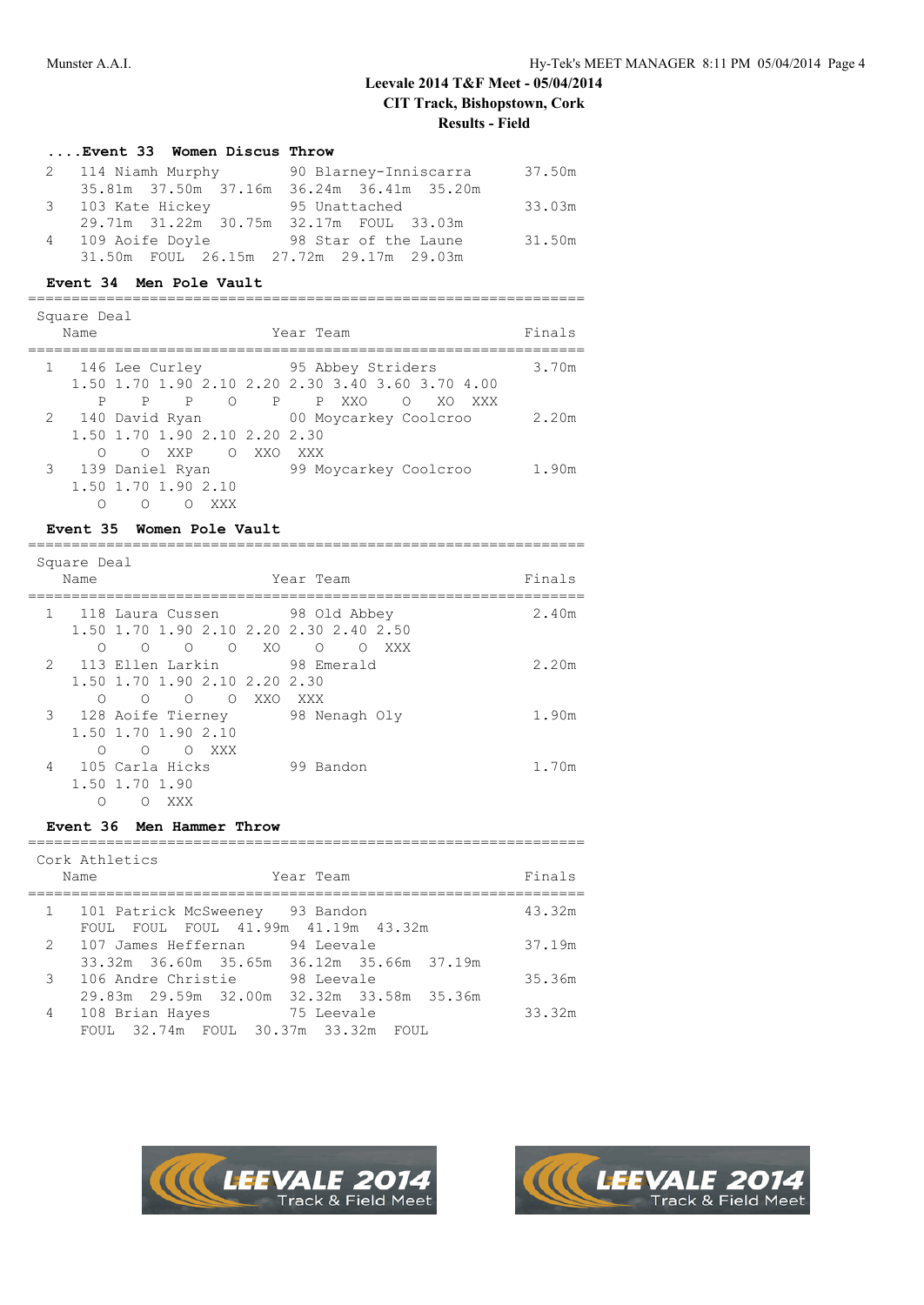# Leevale 2014 T&F Meet - 05/04/2014
## CIT Track, Bishopstown, Cork
## Results - Field

### ....Event 33 Women Discus Throw

```
  2   114 Niamh Murphy         90 Blarney-Inniscarra      37.50m
      35.81m  37.50m  37.16m  36.24m  36.41m  35.20m
  3   103 Kate Hickey          95 Unattached              33.03m
      29.71m  31.22m  30.75m  32.17m  FOUL  33.03m
  4   109 Aoife Doyle          98 Star of the Laune       31.50m
      31.50m  FOUL  26.15m  27.72m  29.17m  29.03m
```

### Event 34 Men Pole Vault

```
================================================================
 Square Deal
    Name                     Year Team                   Finals
================================================================
  1   146 Lee Curley           95 Abbey Striders          3.70m
     1.50 1.70 1.90 2.10 2.20 2.30 3.40 3.60 3.70 4.00
        P    P    P    O    P    P  XXO    O   XO  XXX
  2   140 David Ryan           00 Moycarkey Coolcroo      2.20m
     1.50 1.70 1.90 2.10 2.20 2.30
        O    O  XXP    O  XXO  XXX
  3   139 Daniel Ryan          99 Moycarkey Coolcroo      1.90m
     1.50 1.70 1.90 2.10
        O    O    O  XXX
```

### Event 35 Women Pole Vault

```
================================================================
 Square Deal
    Name                     Year Team                   Finals
================================================================
  1   118 Laura Cussen         98 Old Abbey               2.40m
     1.50 1.70 1.90 2.10 2.20 2.30 2.40 2.50
        O    O    O    O   XO    O    O  XXX
  2   113 Ellen Larkin         98 Emerald                 2.20m
     1.50 1.70 1.90 2.10 2.20 2.30
        O    O    O    O  XXO  XXX
  3   128 Aoife Tierney        98 Nenagh Oly              1.90m
     1.50 1.70 1.90 2.10
        O    O    O  XXX
  4   105 Carla Hicks          99 Bandon                  1.70m
     1.50 1.70 1.90
        O    O  XXX
```

### Event 36 Men Hammer Throw

```
================================================================
 Cork Athletics
    Name                     Year Team                   Finals
================================================================
  1   101 Patrick McSweeney    93 Bandon                  43.32m
      FOUL  FOUL  FOUL  41.99m  41.19m  43.32m
  2   107 James Heffernan      94 Leevale                 37.19m
      33.32m  36.60m  35.65m  36.12m  35.66m  37.19m
  3   106 Andre Christie       98 Leevale                 35.36m
      29.83m  29.59m  32.00m  32.32m  33.58m  35.36m
  4   108 Brian Hayes          75 Leevale                 33.32m
      FOUL  32.74m  FOUL  30.37m  33.32m  FOUL
```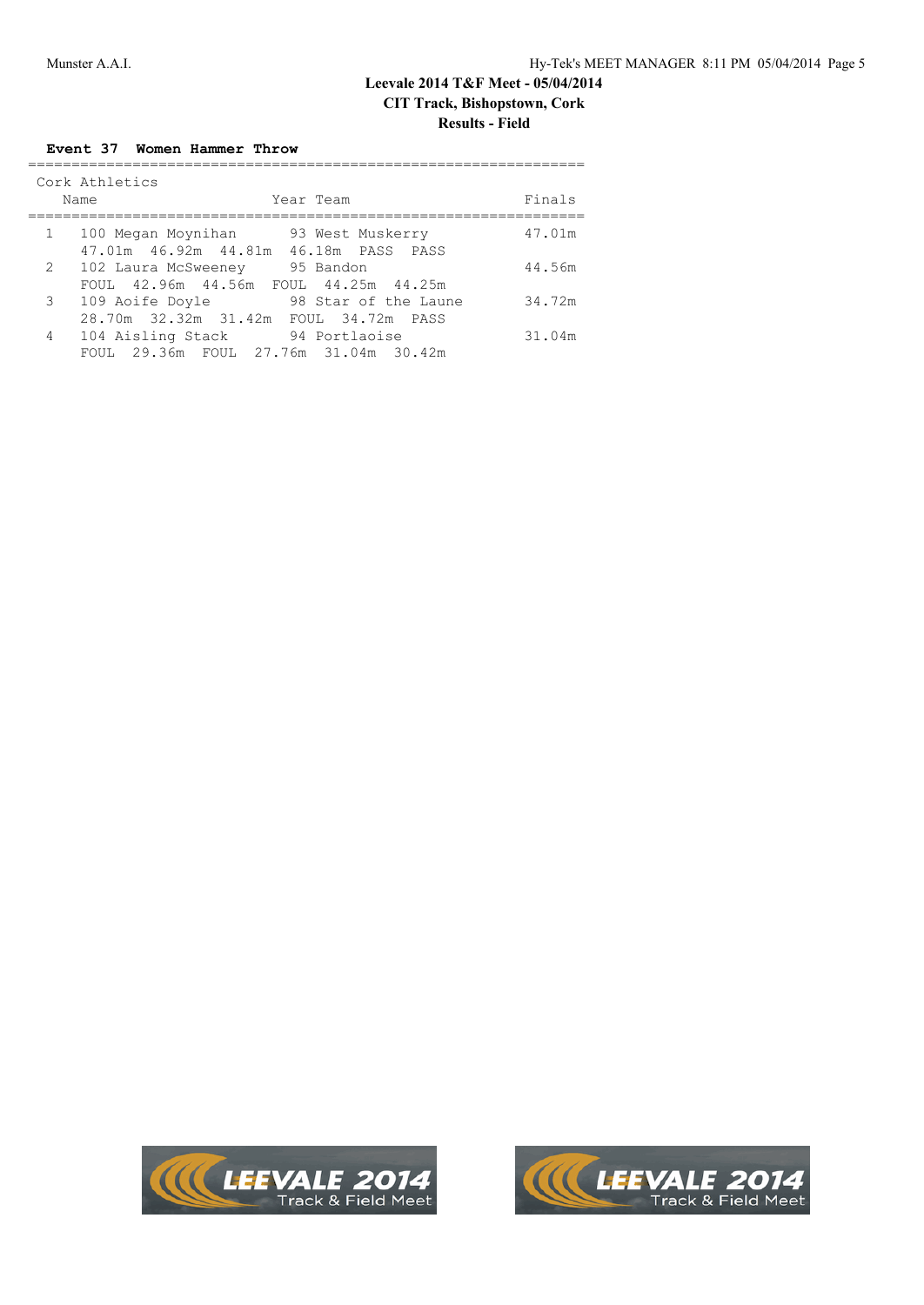Leevale 2014 T&F Meet - 05/04/2014
CIT Track, Bishopstown, Cork
Results - Field

**Event 37 Women Hammer Throw**

```
==============================================================
 Cork Athletics
    Name                    Year Team                  Finals
==============================================================
  1   100 Megan Moynihan      93 West Muskerry          47.01m
      47.01m  46.92m  44.81m  46.18m  PASS  PASS
  2   102 Laura McSweeney     95 Bandon                 44.56m
      FOUL  42.96m  44.56m  FOUL  44.25m  44.25m
  3   109 Aoife Doyle         98 Star of the Laune      34.72m
      28.70m  32.32m  31.42m  FOUL  34.72m  PASS
  4   104 Aisling Stack       94 Portlaoise             31.04m
      FOUL  29.36m  FOUL  27.76m  31.04m  30.42m
```

LEEVALE 2014 Track & Field Meet

LEEVALE 2014 Track & Field Meet